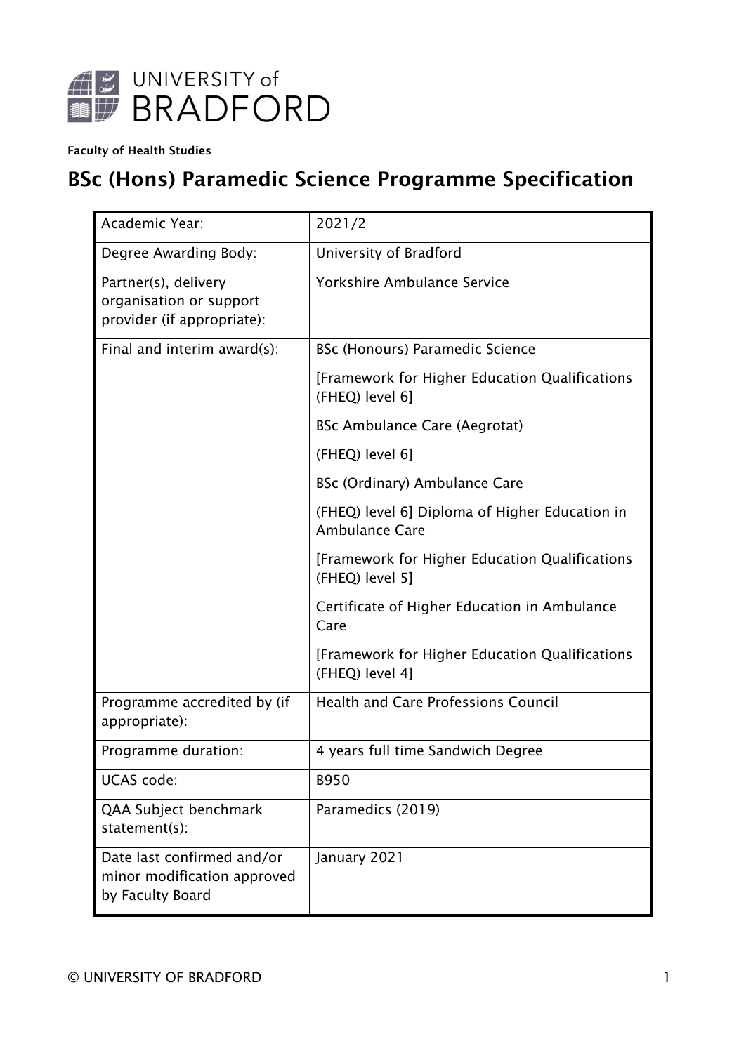UNIVERSITY of BRADFORD

**Faculty of Health Studies**

# BSc (Hons) Paramedic Science Programme Specification

| | |
|---|---|
| Academic Year: | 2021/2 |
| Degree Awarding Body: | University of Bradford |
| Partner(s), delivery organisation or support provider (if appropriate): | Yorkshire Ambulance Service |
| Final and interim award(s): | BSc (Honours) Paramedic Science<br><br>[Framework for Higher Education Qualifications (FHEQ) level 6]<br><br>BSc Ambulance Care (Aegrotat)<br><br>(FHEQ) level 6]<br><br>BSc (Ordinary) Ambulance Care<br><br>(FHEQ) level 6] Diploma of Higher Education in Ambulance Care<br><br>[Framework for Higher Education Qualifications (FHEQ) level 5]<br><br>Certificate of Higher Education in Ambulance Care<br><br>[Framework for Higher Education Qualifications (FHEQ) level 4] |
| Programme accredited by (if appropriate): | Health and Care Professions Council |
| Programme duration: | 4 years full time Sandwich Degree |
| UCAS code: | B950 |
| QAA Subject benchmark statement(s): | Paramedics (2019) |
| Date last confirmed and/or minor modification approved by Faculty Board | January 2021 |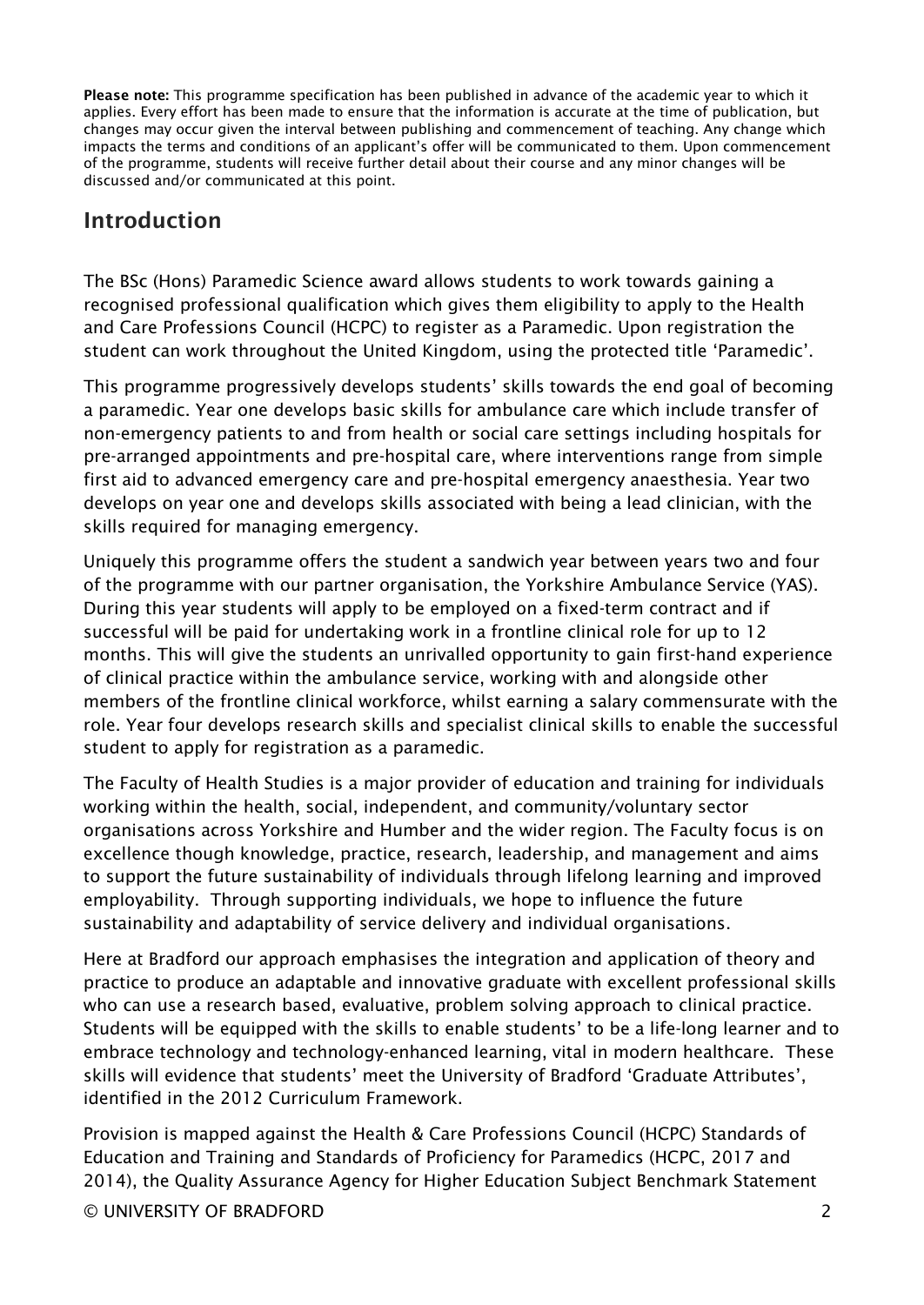**Please note:** This programme specification has been published in advance of the academic year to which it applies. Every effort has been made to ensure that the information is accurate at the time of publication, but changes may occur given the interval between publishing and commencement of teaching. Any change which impacts the terms and conditions of an applicant's offer will be communicated to them. Upon commencement of the programme, students will receive further detail about their course and any minor changes will be discussed and/or communicated at this point.

## Introduction

The BSc (Hons) Paramedic Science award allows students to work towards gaining a recognised professional qualification which gives them eligibility to apply to the Health and Care Professions Council (HCPC) to register as a Paramedic. Upon registration the student can work throughout the United Kingdom, using the protected title 'Paramedic'.

This programme progressively develops students' skills towards the end goal of becoming a paramedic. Year one develops basic skills for ambulance care which include transfer of non-emergency patients to and from health or social care settings including hospitals for pre-arranged appointments and pre-hospital care, where interventions range from simple first aid to advanced emergency care and pre-hospital emergency anaesthesia. Year two develops on year one and develops skills associated with being a lead clinician, with the skills required for managing emergency.

Uniquely this programme offers the student a sandwich year between years two and four of the programme with our partner organisation, the Yorkshire Ambulance Service (YAS). During this year students will apply to be employed on a fixed-term contract and if successful will be paid for undertaking work in a frontline clinical role for up to 12 months. This will give the students an unrivalled opportunity to gain first-hand experience of clinical practice within the ambulance service, working with and alongside other members of the frontline clinical workforce, whilst earning a salary commensurate with the role. Year four develops research skills and specialist clinical skills to enable the successful student to apply for registration as a paramedic.

The Faculty of Health Studies is a major provider of education and training for individuals working within the health, social, independent, and community/voluntary sector organisations across Yorkshire and Humber and the wider region. The Faculty focus is on excellence though knowledge, practice, research, leadership, and management and aims to support the future sustainability of individuals through lifelong learning and improved employability. Through supporting individuals, we hope to influence the future sustainability and adaptability of service delivery and individual organisations.

Here at Bradford our approach emphasises the integration and application of theory and practice to produce an adaptable and innovative graduate with excellent professional skills who can use a research based, evaluative, problem solving approach to clinical practice. Students will be equipped with the skills to enable students' to be a life-long learner and to embrace technology and technology-enhanced learning, vital in modern healthcare. These skills will evidence that students' meet the University of Bradford 'Graduate Attributes', identified in the 2012 Curriculum Framework.

Provision is mapped against the Health & Care Professions Council (HCPC) Standards of Education and Training and Standards of Proficiency for Paramedics (HCPC, 2017 and 2014), the Quality Assurance Agency for Higher Education Subject Benchmark Statement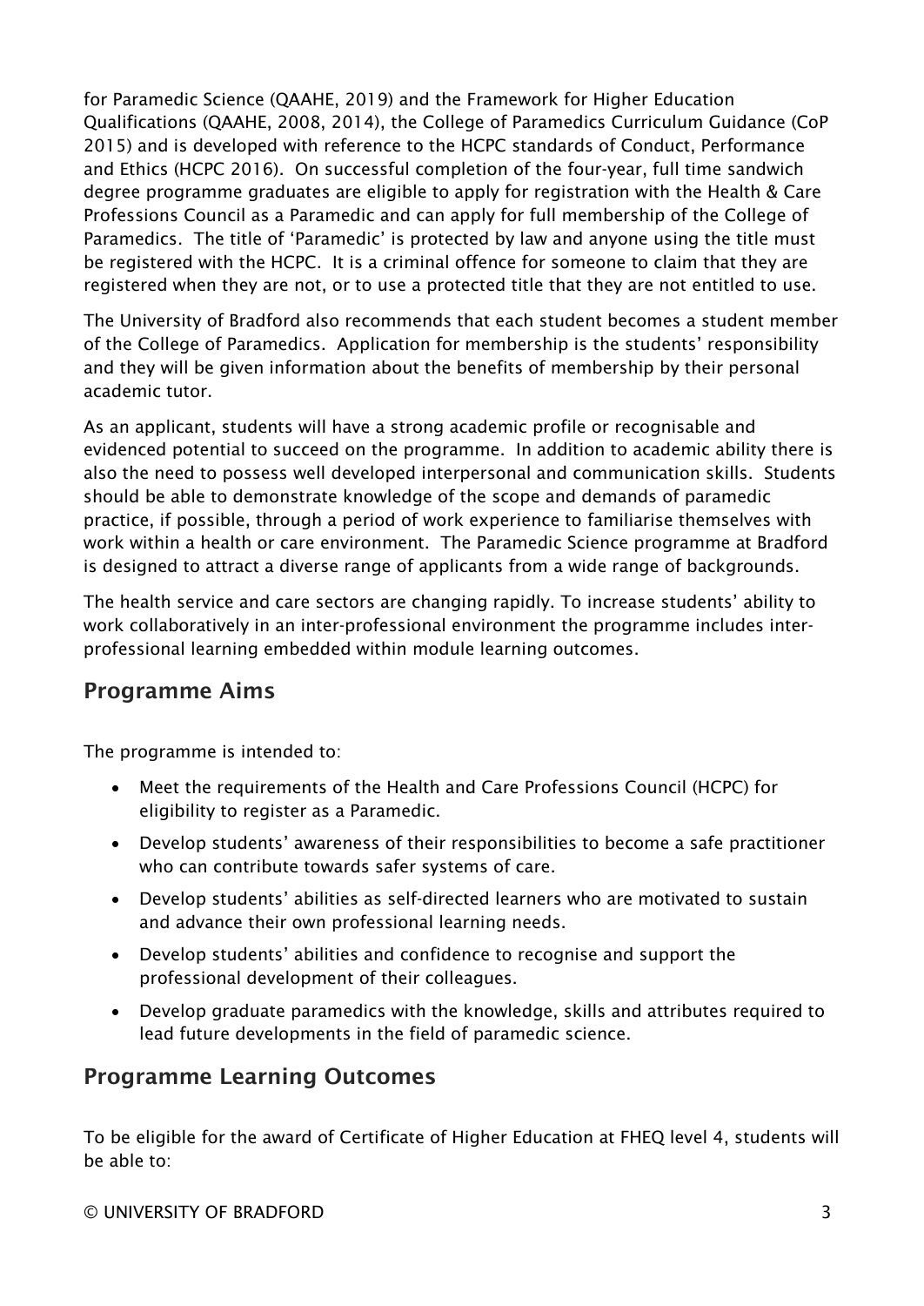for Paramedic Science (QAAHE, 2019) and the Framework for Higher Education Qualifications (QAAHE, 2008, 2014), the College of Paramedics Curriculum Guidance (CoP 2015) and is developed with reference to the HCPC standards of Conduct, Performance and Ethics (HCPC 2016). On successful completion of the four-year, full time sandwich degree programme graduates are eligible to apply for registration with the Health & Care Professions Council as a Paramedic and can apply for full membership of the College of Paramedics. The title of 'Paramedic' is protected by law and anyone using the title must be registered with the HCPC. It is a criminal offence for someone to claim that they are registered when they are not, or to use a protected title that they are not entitled to use.

The University of Bradford also recommends that each student becomes a student member of the College of Paramedics. Application for membership is the students' responsibility and they will be given information about the benefits of membership by their personal academic tutor.

As an applicant, students will have a strong academic profile or recognisable and evidenced potential to succeed on the programme. In addition to academic ability there is also the need to possess well developed interpersonal and communication skills. Students should be able to demonstrate knowledge of the scope and demands of paramedic practice, if possible, through a period of work experience to familiarise themselves with work within a health or care environment. The Paramedic Science programme at Bradford is designed to attract a diverse range of applicants from a wide range of backgrounds.

The health service and care sectors are changing rapidly. To increase students' ability to work collaboratively in an inter-professional environment the programme includes inter-professional learning embedded within module learning outcomes.

## Programme Aims

The programme is intended to:

- Meet the requirements of the Health and Care Professions Council (HCPC) for eligibility to register as a Paramedic.
- Develop students' awareness of their responsibilities to become a safe practitioner who can contribute towards safer systems of care.
- Develop students' abilities as self-directed learners who are motivated to sustain and advance their own professional learning needs.
- Develop students' abilities and confidence to recognise and support the professional development of their colleagues.
- Develop graduate paramedics with the knowledge, skills and attributes required to lead future developments in the field of paramedic science.

## Programme Learning Outcomes

To be eligible for the award of Certificate of Higher Education at FHEQ level 4, students will be able to: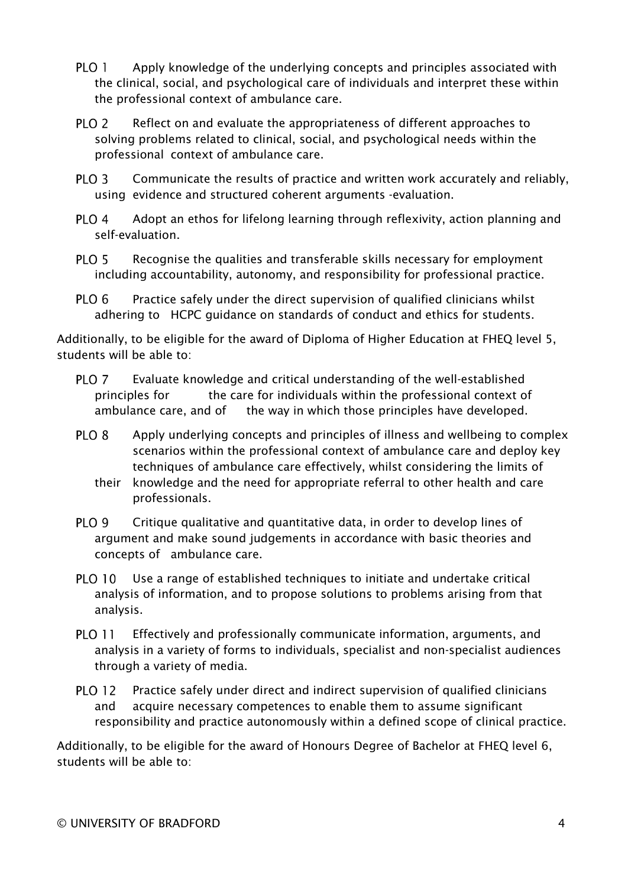- **PLO 1** Apply knowledge of the underlying concepts and principles associated with the clinical, social, and psychological care of individuals and interpret these within the professional context of ambulance care.
- **PLO 2** Reflect on and evaluate the appropriateness of different approaches to solving problems related to clinical, social, and psychological needs within the professional context of ambulance care.
- **PLO 3** Communicate the results of practice and written work accurately and reliably, using evidence and structured coherent arguments -evaluation.
- **PLO 4** Adopt an ethos for lifelong learning through reflexivity, action planning and self-evaluation.
- **PLO 5** Recognise the qualities and transferable skills necessary for employment including accountability, autonomy, and responsibility for professional practice.
- **PLO 6** Practice safely under the direct supervision of qualified clinicians whilst adhering to HCPC guidance on standards of conduct and ethics for students.

Additionally, to be eligible for the award of Diploma of Higher Education at FHEQ level 5, students will be able to:

- **PLO 7** Evaluate knowledge and critical understanding of the well-established principles for the care for individuals within the professional context of ambulance care, and of the way in which those principles have developed.
- **PLO 8** Apply underlying concepts and principles of illness and wellbeing to complex scenarios within the professional context of ambulance care and deploy key techniques of ambulance care effectively, whilst considering the limits of their knowledge and the need for appropriate referral to other health and care professionals.
- **PLO 9** Critique qualitative and quantitative data, in order to develop lines of argument and make sound judgements in accordance with basic theories and concepts of ambulance care.
- **PLO 10** Use a range of established techniques to initiate and undertake critical analysis of information, and to propose solutions to problems arising from that analysis.
- **PLO 11** Effectively and professionally communicate information, arguments, and analysis in a variety of forms to individuals, specialist and non-specialist audiences through a variety of media.
- **PLO 12** Practice safely under direct and indirect supervision of qualified clinicians and acquire necessary competences to enable them to assume significant responsibility and practice autonomously within a defined scope of clinical practice.

Additionally, to be eligible for the award of Honours Degree of Bachelor at FHEQ level 6, students will be able to: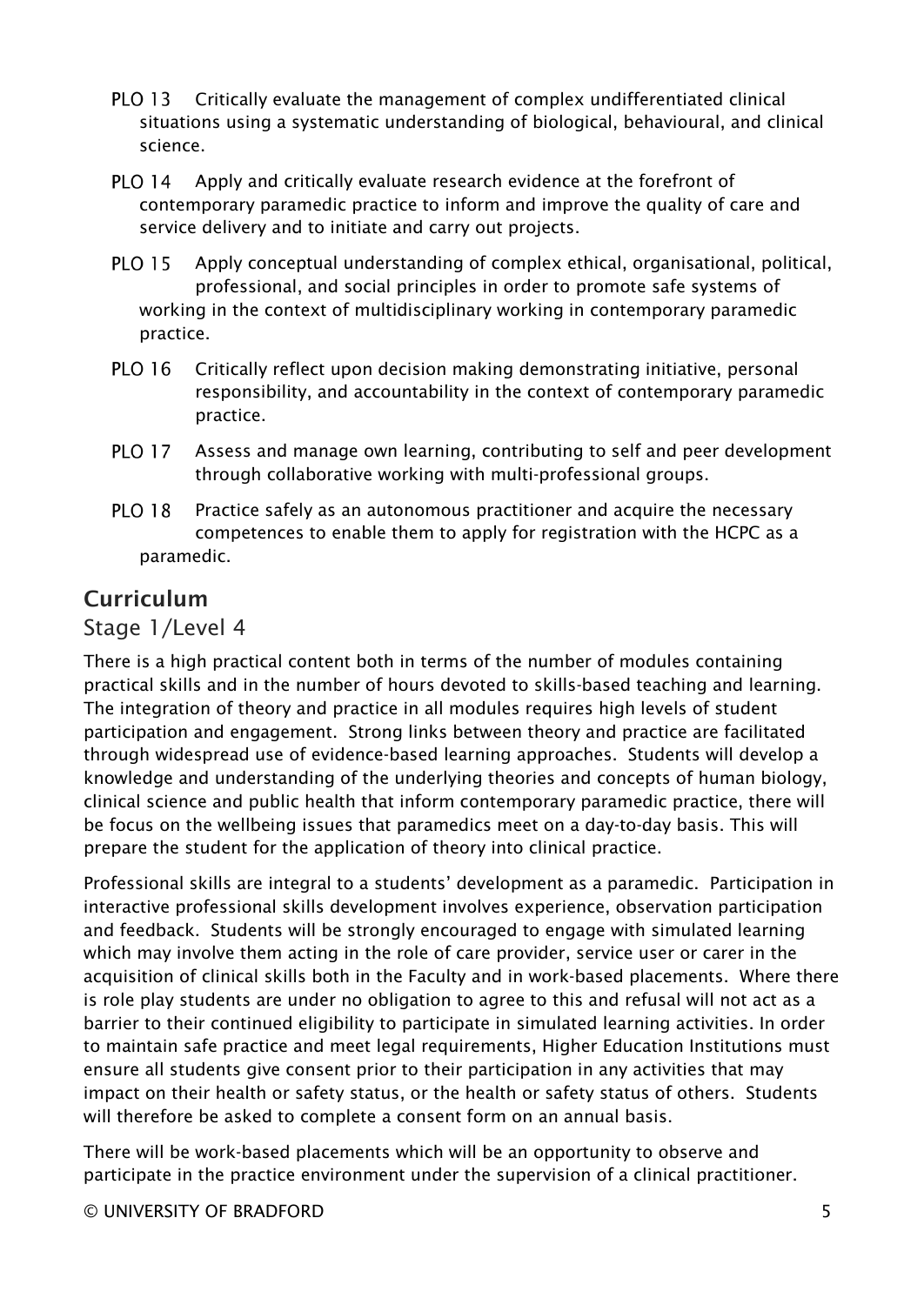- **PLO 13** Critically evaluate the management of complex undifferentiated clinical situations using a systematic understanding of biological, behavioural, and clinical science.
- **PLO 14** Apply and critically evaluate research evidence at the forefront of contemporary paramedic practice to inform and improve the quality of care and service delivery and to initiate and carry out projects.
- **PLO 15** Apply conceptual understanding of complex ethical, organisational, political, professional, and social principles in order to promote safe systems of working in the context of multidisciplinary working in contemporary paramedic practice.
- **PLO 16** Critically reflect upon decision making demonstrating initiative, personal responsibility, and accountability in the context of contemporary paramedic practice.
- **PLO 17** Assess and manage own learning, contributing to self and peer development through collaborative working with multi-professional groups.
- **PLO 18** Practice safely as an autonomous practitioner and acquire the necessary competences to enable them to apply for registration with the HCPC as a paramedic.

## Curriculum

### Stage 1/Level 4

There is a high practical content both in terms of the number of modules containing practical skills and in the number of hours devoted to skills-based teaching and learning. The integration of theory and practice in all modules requires high levels of student participation and engagement. Strong links between theory and practice are facilitated through widespread use of evidence-based learning approaches. Students will develop a knowledge and understanding of the underlying theories and concepts of human biology, clinical science and public health that inform contemporary paramedic practice, there will be focus on the wellbeing issues that paramedics meet on a day-to-day basis. This will prepare the student for the application of theory into clinical practice.

Professional skills are integral to a students' development as a paramedic. Participation in interactive professional skills development involves experience, observation participation and feedback. Students will be strongly encouraged to engage with simulated learning which may involve them acting in the role of care provider, service user or carer in the acquisition of clinical skills both in the Faculty and in work-based placements. Where there is role play students are under no obligation to agree to this and refusal will not act as a barrier to their continued eligibility to participate in simulated learning activities. In order to maintain safe practice and meet legal requirements, Higher Education Institutions must ensure all students give consent prior to their participation in any activities that may impact on their health or safety status, or the health or safety status of others. Students will therefore be asked to complete a consent form on an annual basis.

There will be work-based placements which will be an opportunity to observe and participate in the practice environment under the supervision of a clinical practitioner.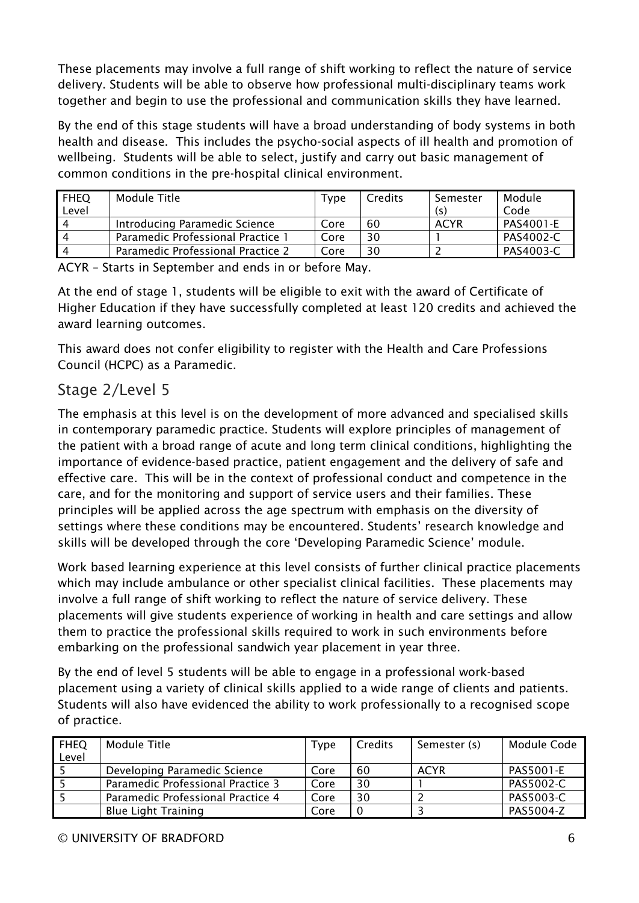These placements may involve a full range of shift working to reflect the nature of service delivery. Students will be able to observe how professional multi-disciplinary teams work together and begin to use the professional and communication skills they have learned.

By the end of this stage students will have a broad understanding of body systems in both health and disease. This includes the psycho-social aspects of ill health and promotion of wellbeing. Students will be able to select, justify and carry out basic management of common conditions in the pre-hospital clinical environment.

| FHEQ Level | Module Title | Type | Credits | Semester (s) | Module Code |
|---|---|---|---|---|---|
| 4 | Introducing Paramedic Science | Core | 60 | ACYR | PAS4001-E |
| 4 | Paramedic Professional Practice 1 | Core | 30 | 1 | PAS4002-C |
| 4 | Paramedic Professional Practice 2 | Core | 30 | 2 | PAS4003-C |

ACYR – Starts in September and ends in or before May.

At the end of stage 1, students will be eligible to exit with the award of Certificate of Higher Education if they have successfully completed at least 120 credits and achieved the award learning outcomes.

This award does not confer eligibility to register with the Health and Care Professions Council (HCPC) as a Paramedic.

## Stage 2/Level 5

The emphasis at this level is on the development of more advanced and specialised skills in contemporary paramedic practice. Students will explore principles of management of the patient with a broad range of acute and long term clinical conditions, highlighting the importance of evidence-based practice, patient engagement and the delivery of safe and effective care. This will be in the context of professional conduct and competence in the care, and for the monitoring and support of service users and their families. These principles will be applied across the age spectrum with emphasis on the diversity of settings where these conditions may be encountered. Students' research knowledge and skills will be developed through the core 'Developing Paramedic Science' module.

Work based learning experience at this level consists of further clinical practice placements which may include ambulance or other specialist clinical facilities. These placements may involve a full range of shift working to reflect the nature of service delivery. These placements will give students experience of working in health and care settings and allow them to practice the professional skills required to work in such environments before embarking on the professional sandwich year placement in year three.

By the end of level 5 students will be able to engage in a professional work-based placement using a variety of clinical skills applied to a wide range of clients and patients. Students will also have evidenced the ability to work professionally to a recognised scope of practice.

| FHEQ Level | Module Title | Type | Credits | Semester (s) | Module Code |
|---|---|---|---|---|---|
| 5 | Developing Paramedic Science | Core | 60 | ACYR | PAS5001-E |
| 5 | Paramedic Professional Practice 3 | Core | 30 | 1 | PAS5002-C |
| 5 | Paramedic Professional Practice 4 | Core | 30 | 2 | PAS5003-C |
| | Blue Light Training | Core | 0 | 3 | PAS5004-Z |

© UNIVERSITY OF BRADFORD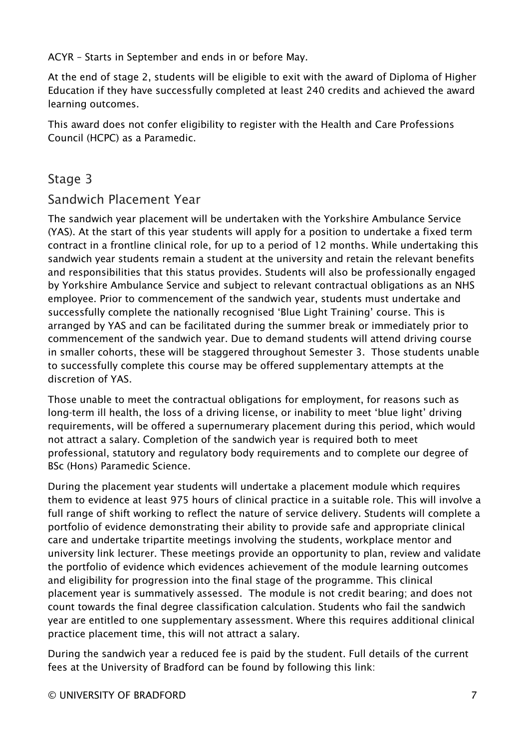ACYR – Starts in September and ends in or before May.

At the end of stage 2, students will be eligible to exit with the award of Diploma of Higher Education if they have successfully completed at least 240 credits and achieved the award learning outcomes.

This award does not confer eligibility to register with the Health and Care Professions Council (HCPC) as a Paramedic.

## Stage 3

### Sandwich Placement Year

The sandwich year placement will be undertaken with the Yorkshire Ambulance Service (YAS). At the start of this year students will apply for a position to undertake a fixed term contract in a frontline clinical role, for up to a period of 12 months. While undertaking this sandwich year students remain a student at the university and retain the relevant benefits and responsibilities that this status provides. Students will also be professionally engaged by Yorkshire Ambulance Service and subject to relevant contractual obligations as an NHS employee. Prior to commencement of the sandwich year, students must undertake and successfully complete the nationally recognised 'Blue Light Training' course. This is arranged by YAS and can be facilitated during the summer break or immediately prior to commencement of the sandwich year. Due to demand students will attend driving course in smaller cohorts, these will be staggered throughout Semester 3. Those students unable to successfully complete this course may be offered supplementary attempts at the discretion of YAS.

Those unable to meet the contractual obligations for employment, for reasons such as long-term ill health, the loss of a driving license, or inability to meet 'blue light' driving requirements, will be offered a supernumerary placement during this period, which would not attract a salary. Completion of the sandwich year is required both to meet professional, statutory and regulatory body requirements and to complete our degree of BSc (Hons) Paramedic Science.

During the placement year students will undertake a placement module which requires them to evidence at least 975 hours of clinical practice in a suitable role. This will involve a full range of shift working to reflect the nature of service delivery. Students will complete a portfolio of evidence demonstrating their ability to provide safe and appropriate clinical care and undertake tripartite meetings involving the students, workplace mentor and university link lecturer. These meetings provide an opportunity to plan, review and validate the portfolio of evidence which evidences achievement of the module learning outcomes and eligibility for progression into the final stage of the programme. This clinical placement year is summatively assessed. The module is not credit bearing; and does not count towards the final degree classification calculation. Students who fail the sandwich year are entitled to one supplementary assessment. Where this requires additional clinical practice placement time, this will not attract a salary.

During the sandwich year a reduced fee is paid by the student. Full details of the current fees at the University of Bradford can be found by following this link: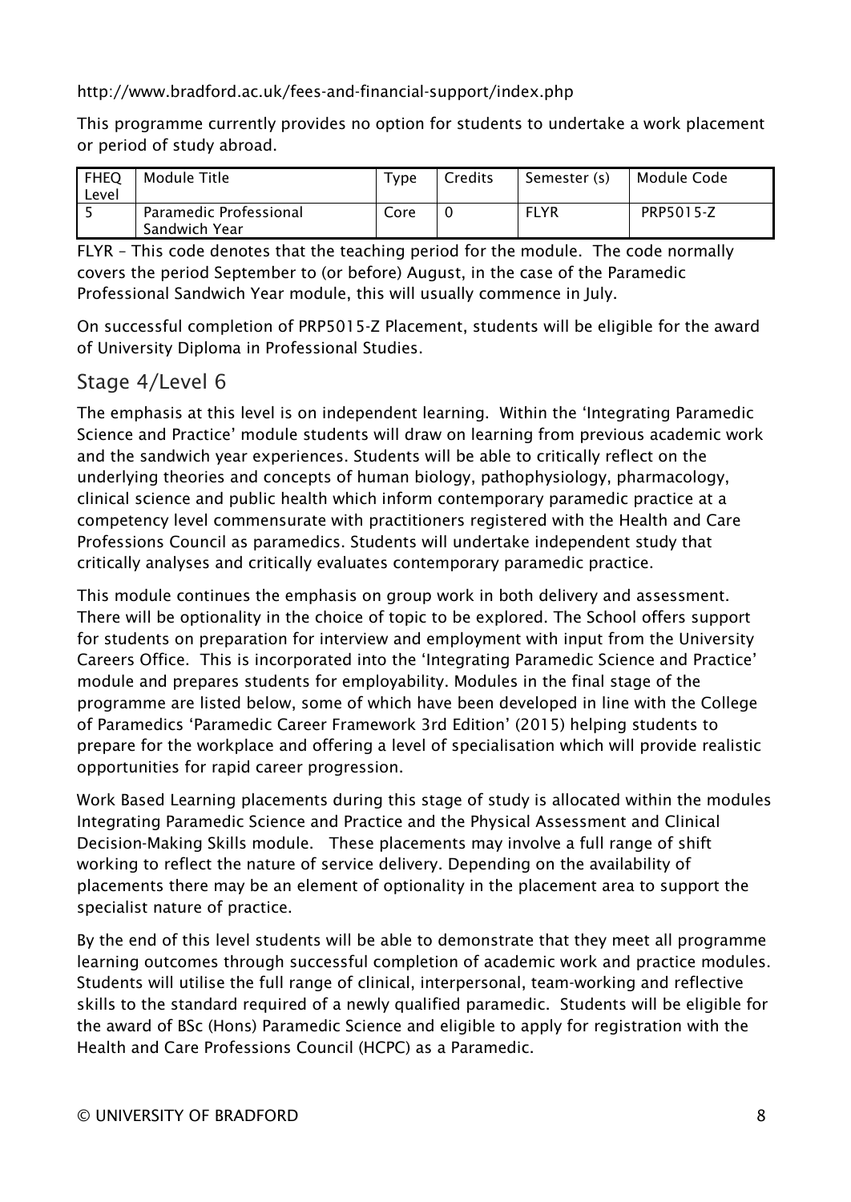http://www.bradford.ac.uk/fees-and-financial-support/index.php

This programme currently provides no option for students to undertake a work placement or period of study abroad.

| FHEQ Level | Module Title | Type | Credits | Semester (s) | Module Code |
|---|---|---|---|---|---|
| 5 | Paramedic Professional Sandwich Year | Core | 0 | FLYR | PRP5015-Z |

FLYR – This code denotes that the teaching period for the module. The code normally covers the period September to (or before) August, in the case of the Paramedic Professional Sandwich Year module, this will usually commence in July.

On successful completion of PRP5015-Z Placement, students will be eligible for the award of University Diploma in Professional Studies.

## Stage 4/Level 6

The emphasis at this level is on independent learning. Within the 'Integrating Paramedic Science and Practice' module students will draw on learning from previous academic work and the sandwich year experiences. Students will be able to critically reflect on the underlying theories and concepts of human biology, pathophysiology, pharmacology, clinical science and public health which inform contemporary paramedic practice at a competency level commensurate with practitioners registered with the Health and Care Professions Council as paramedics. Students will undertake independent study that critically analyses and critically evaluates contemporary paramedic practice.

This module continues the emphasis on group work in both delivery and assessment. There will be optionality in the choice of topic to be explored. The School offers support for students on preparation for interview and employment with input from the University Careers Office. This is incorporated into the 'Integrating Paramedic Science and Practice' module and prepares students for employability. Modules in the final stage of the programme are listed below, some of which have been developed in line with the College of Paramedics 'Paramedic Career Framework 3rd Edition' (2015) helping students to prepare for the workplace and offering a level of specialisation which will provide realistic opportunities for rapid career progression.

Work Based Learning placements during this stage of study is allocated within the modules Integrating Paramedic Science and Practice and the Physical Assessment and Clinical Decision-Making Skills module. These placements may involve a full range of shift working to reflect the nature of service delivery. Depending on the availability of placements there may be an element of optionality in the placement area to support the specialist nature of practice.

By the end of this level students will be able to demonstrate that they meet all programme learning outcomes through successful completion of academic work and practice modules. Students will utilise the full range of clinical, interpersonal, team-working and reflective skills to the standard required of a newly qualified paramedic. Students will be eligible for the award of BSc (Hons) Paramedic Science and eligible to apply for registration with the Health and Care Professions Council (HCPC) as a Paramedic.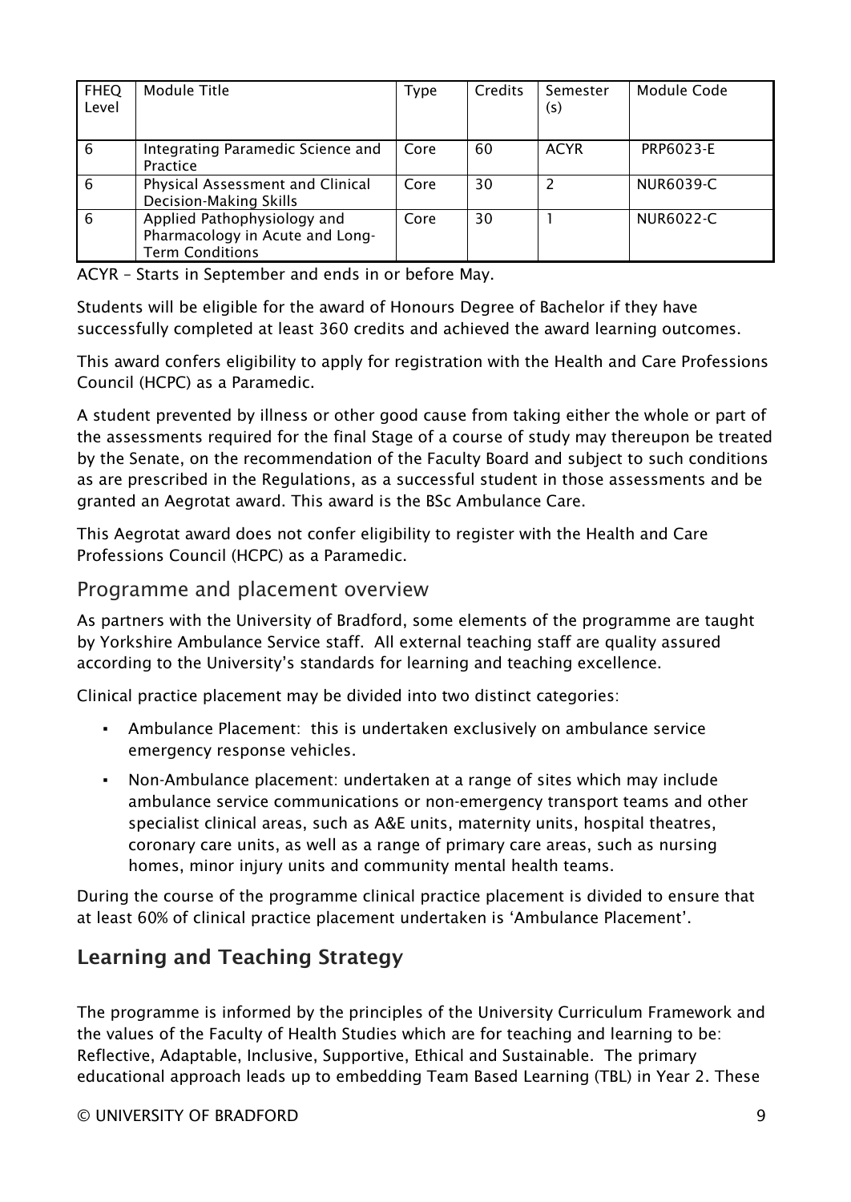| FHEQ Level | Module Title | Type | Credits | Semester (s) | Module Code |
|---|---|---|---|---|---|
| 6 | Integrating Paramedic Science and Practice | Core | 60 | ACYR | PRP6023-E |
| 6 | Physical Assessment and Clinical Decision-Making Skills | Core | 30 | 2 | NUR6039-C |
| 6 | Applied Pathophysiology and Pharmacology in Acute and Long-Term Conditions | Core | 30 | 1 | NUR6022-C |

ACYR – Starts in September and ends in or before May.

Students will be eligible for the award of Honours Degree of Bachelor if they have successfully completed at least 360 credits and achieved the award learning outcomes.

This award confers eligibility to apply for registration with the Health and Care Professions Council (HCPC) as a Paramedic.

A student prevented by illness or other good cause from taking either the whole or part of the assessments required for the final Stage of a course of study may thereupon be treated by the Senate, on the recommendation of the Faculty Board and subject to such conditions as are prescribed in the Regulations, as a successful student in those assessments and be granted an Aegrotat award. This award is the BSc Ambulance Care.

This Aegrotat award does not confer eligibility to register with the Health and Care Professions Council (HCPC) as a Paramedic.

## Programme and placement overview

As partners with the University of Bradford, some elements of the programme are taught by Yorkshire Ambulance Service staff. All external teaching staff are quality assured according to the University's standards for learning and teaching excellence.

Clinical practice placement may be divided into two distinct categories:

- Ambulance Placement: this is undertaken exclusively on ambulance service emergency response vehicles.
- Non-Ambulance placement: undertaken at a range of sites which may include ambulance service communications or non-emergency transport teams and other specialist clinical areas, such as A&E units, maternity units, hospital theatres, coronary care units, as well as a range of primary care areas, such as nursing homes, minor injury units and community mental health teams.

During the course of the programme clinical practice placement is divided to ensure that at least 60% of clinical practice placement undertaken is 'Ambulance Placement'.

## Learning and Teaching Strategy

The programme is informed by the principles of the University Curriculum Framework and the values of the Faculty of Health Studies which are for teaching and learning to be: Reflective, Adaptable, Inclusive, Supportive, Ethical and Sustainable. The primary educational approach leads up to embedding Team Based Learning (TBL) in Year 2. These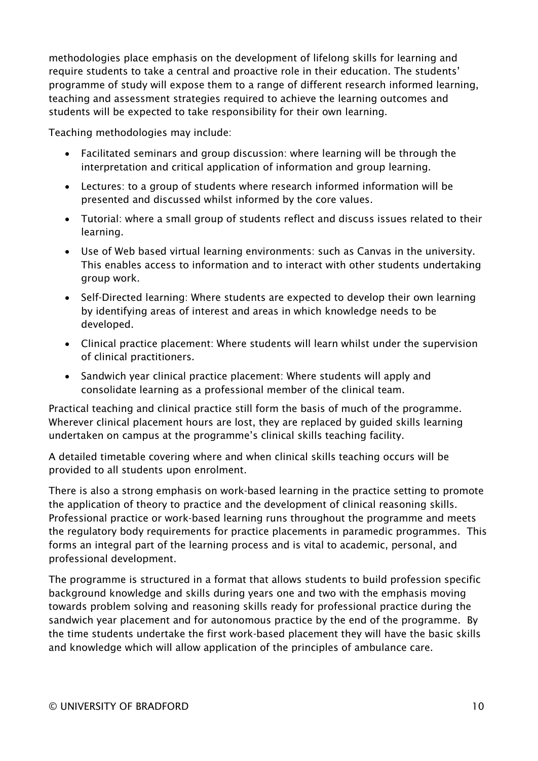methodologies place emphasis on the development of lifelong skills for learning and require students to take a central and proactive role in their education. The students' programme of study will expose them to a range of different research informed learning, teaching and assessment strategies required to achieve the learning outcomes and students will be expected to take responsibility for their own learning.

Teaching methodologies may include:

- Facilitated seminars and group discussion: where learning will be through the interpretation and critical application of information and group learning.
- Lectures: to a group of students where research informed information will be presented and discussed whilst informed by the core values.
- Tutorial: where a small group of students reflect and discuss issues related to their learning.
- Use of Web based virtual learning environments: such as Canvas in the university. This enables access to information and to interact with other students undertaking group work.
- Self-Directed learning: Where students are expected to develop their own learning by identifying areas of interest and areas in which knowledge needs to be developed.
- Clinical practice placement: Where students will learn whilst under the supervision of clinical practitioners.
- Sandwich year clinical practice placement: Where students will apply and consolidate learning as a professional member of the clinical team.

Practical teaching and clinical practice still form the basis of much of the programme. Wherever clinical placement hours are lost, they are replaced by guided skills learning undertaken on campus at the programme's clinical skills teaching facility.

A detailed timetable covering where and when clinical skills teaching occurs will be provided to all students upon enrolment.

There is also a strong emphasis on work-based learning in the practice setting to promote the application of theory to practice and the development of clinical reasoning skills. Professional practice or work-based learning runs throughout the programme and meets the regulatory body requirements for practice placements in paramedic programmes. This forms an integral part of the learning process and is vital to academic, personal, and professional development.

The programme is structured in a format that allows students to build profession specific background knowledge and skills during years one and two with the emphasis moving towards problem solving and reasoning skills ready for professional practice during the sandwich year placement and for autonomous practice by the end of the programme. By the time students undertake the first work-based placement they will have the basic skills and knowledge which will allow application of the principles of ambulance care.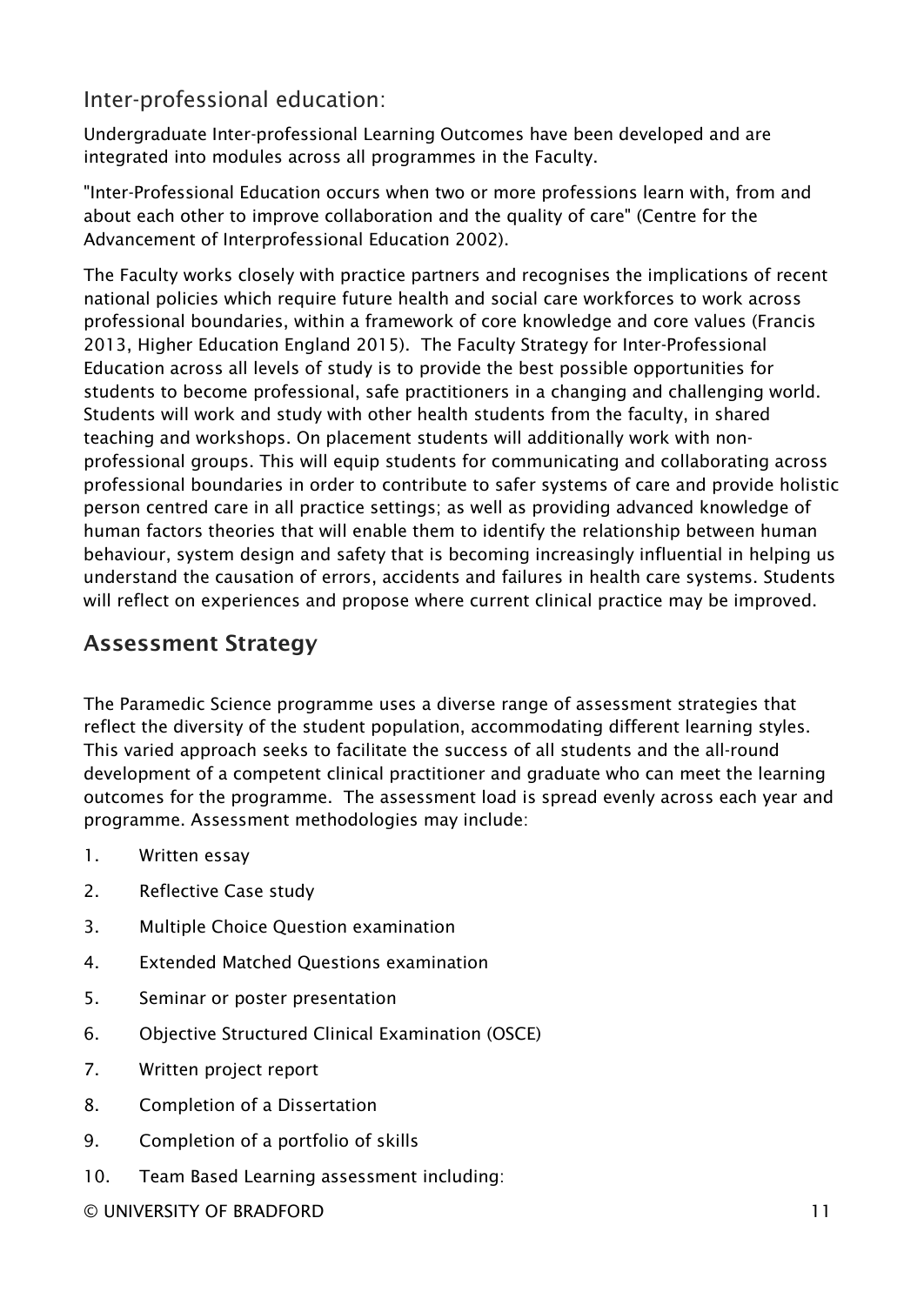### Inter-professional education:

Undergraduate Inter-professional Learning Outcomes have been developed and are integrated into modules across all programmes in the Faculty.

"Inter-Professional Education occurs when two or more professions learn with, from and about each other to improve collaboration and the quality of care" (Centre for the Advancement of Interprofessional Education 2002).

The Faculty works closely with practice partners and recognises the implications of recent national policies which require future health and social care workforces to work across professional boundaries, within a framework of core knowledge and core values (Francis 2013, Higher Education England 2015). The Faculty Strategy for Inter-Professional Education across all levels of study is to provide the best possible opportunities for students to become professional, safe practitioners in a changing and challenging world. Students will work and study with other health students from the faculty, in shared teaching and workshops. On placement students will additionally work with non-professional groups. This will equip students for communicating and collaborating across professional boundaries in order to contribute to safer systems of care and provide holistic person centred care in all practice settings; as well as providing advanced knowledge of human factors theories that will enable them to identify the relationship between human behaviour, system design and safety that is becoming increasingly influential in helping us understand the causation of errors, accidents and failures in health care systems. Students will reflect on experiences and propose where current clinical practice may be improved.

## Assessment Strategy

The Paramedic Science programme uses a diverse range of assessment strategies that reflect the diversity of the student population, accommodating different learning styles. This varied approach seeks to facilitate the success of all students and the all-round development of a competent clinical practitioner and graduate who can meet the learning outcomes for the programme. The assessment load is spread evenly across each year and programme. Assessment methodologies may include:

1. Written essay
2. Reflective Case study
3. Multiple Choice Question examination
4. Extended Matched Questions examination
5. Seminar or poster presentation
6. Objective Structured Clinical Examination (OSCE)
7. Written project report
8. Completion of a Dissertation
9. Completion of a portfolio of skills
10. Team Based Learning assessment including: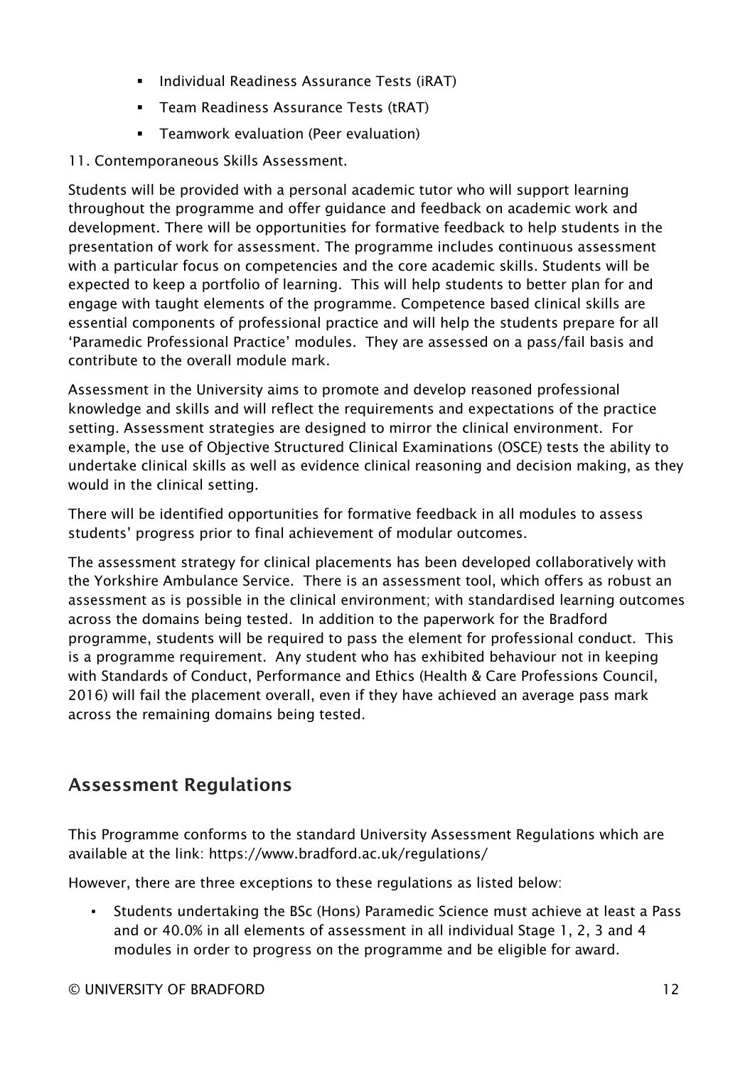- Individual Readiness Assurance Tests (iRAT)
- Team Readiness Assurance Tests (tRAT)
- Teamwork evaluation (Peer evaluation)

11. Contemporaneous Skills Assessment.

Students will be provided with a personal academic tutor who will support learning throughout the programme and offer guidance and feedback on academic work and development. There will be opportunities for formative feedback to help students in the presentation of work for assessment. The programme includes continuous assessment with a particular focus on competencies and the core academic skills. Students will be expected to keep a portfolio of learning. This will help students to better plan for and engage with taught elements of the programme. Competence based clinical skills are essential components of professional practice and will help the students prepare for all 'Paramedic Professional Practice' modules. They are assessed on a pass/fail basis and contribute to the overall module mark.

Assessment in the University aims to promote and develop reasoned professional knowledge and skills and will reflect the requirements and expectations of the practice setting. Assessment strategies are designed to mirror the clinical environment. For example, the use of Objective Structured Clinical Examinations (OSCE) tests the ability to undertake clinical skills as well as evidence clinical reasoning and decision making, as they would in the clinical setting.

There will be identified opportunities for formative feedback in all modules to assess students' progress prior to final achievement of modular outcomes.

The assessment strategy for clinical placements has been developed collaboratively with the Yorkshire Ambulance Service. There is an assessment tool, which offers as robust an assessment as is possible in the clinical environment; with standardised learning outcomes across the domains being tested. In addition to the paperwork for the Bradford programme, students will be required to pass the element for professional conduct. This is a programme requirement. Any student who has exhibited behaviour not in keeping with Standards of Conduct, Performance and Ethics (Health & Care Professions Council, 2016) will fail the placement overall, even if they have achieved an average pass mark across the remaining domains being tested.

## Assessment Regulations

This Programme conforms to the standard University Assessment Regulations which are available at the link: https://www.bradford.ac.uk/regulations/

However, there are three exceptions to these regulations as listed below:

- Students undertaking the BSc (Hons) Paramedic Science must achieve at least a Pass and or 40.0% in all elements of assessment in all individual Stage 1, 2, 3 and 4 modules in order to progress on the programme and be eligible for award.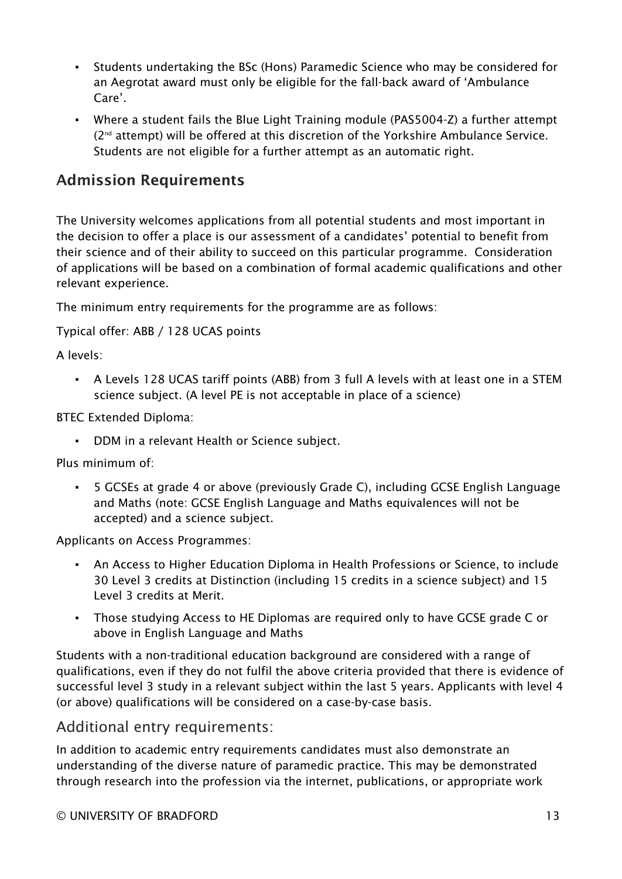- Students undertaking the BSc (Hons) Paramedic Science who may be considered for an Aegrotat award must only be eligible for the fall-back award of 'Ambulance Care'.
- Where a student fails the Blue Light Training module (PAS5004-Z) a further attempt (2nd attempt) will be offered at this discretion of the Yorkshire Ambulance Service. Students are not eligible for a further attempt as an automatic right.

## Admission Requirements

The University welcomes applications from all potential students and most important in the decision to offer a place is our assessment of a candidates' potential to benefit from their science and of their ability to succeed on this particular programme. Consideration of applications will be based on a combination of formal academic qualifications and other relevant experience.

The minimum entry requirements for the programme are as follows:

Typical offer: ABB / 128 UCAS points

A levels:

- A Levels 128 UCAS tariff points (ABB) from 3 full A levels with at least one in a STEM science subject. (A level PE is not acceptable in place of a science)

BTEC Extended Diploma:

- DDM in a relevant Health or Science subject.

Plus minimum of:

- 5 GCSEs at grade 4 or above (previously Grade C), including GCSE English Language and Maths (note: GCSE English Language and Maths equivalences will not be accepted) and a science subject.

Applicants on Access Programmes:

- An Access to Higher Education Diploma in Health Professions or Science, to include 30 Level 3 credits at Distinction (including 15 credits in a science subject) and 15 Level 3 credits at Merit.
- Those studying Access to HE Diplomas are required only to have GCSE grade C or above in English Language and Maths

Students with a non-traditional education background are considered with a range of qualifications, even if they do not fulfil the above criteria provided that there is evidence of successful level 3 study in a relevant subject within the last 5 years. Applicants with level 4 (or above) qualifications will be considered on a case-by-case basis.

### Additional entry requirements:

In addition to academic entry requirements candidates must also demonstrate an understanding of the diverse nature of paramedic practice. This may be demonstrated through research into the profession via the internet, publications, or appropriate work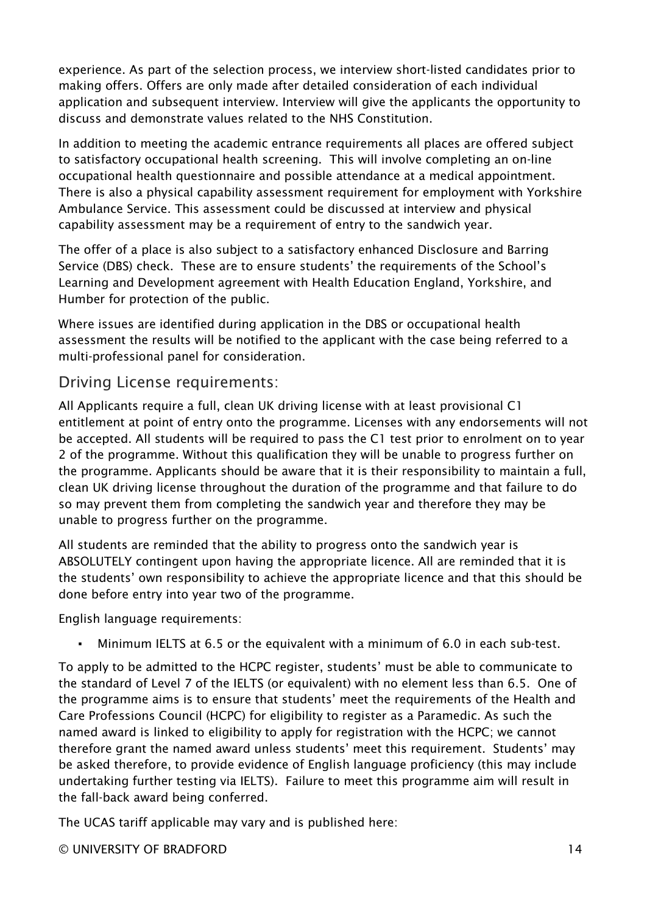experience. As part of the selection process, we interview short-listed candidates prior to making offers. Offers are only made after detailed consideration of each individual application and subsequent interview. Interview will give the applicants the opportunity to discuss and demonstrate values related to the NHS Constitution.

In addition to meeting the academic entrance requirements all places are offered subject to satisfactory occupational health screening. This will involve completing an on-line occupational health questionnaire and possible attendance at a medical appointment. There is also a physical capability assessment requirement for employment with Yorkshire Ambulance Service. This assessment could be discussed at interview and physical capability assessment may be a requirement of entry to the sandwich year.

The offer of a place is also subject to a satisfactory enhanced Disclosure and Barring Service (DBS) check. These are to ensure students' the requirements of the School's Learning and Development agreement with Health Education England, Yorkshire, and Humber for protection of the public.

Where issues are identified during application in the DBS or occupational health assessment the results will be notified to the applicant with the case being referred to a multi-professional panel for consideration.

## Driving License requirements:

All Applicants require a full, clean UK driving license with at least provisional C1 entitlement at point of entry onto the programme. Licenses with any endorsements will not be accepted. All students will be required to pass the C1 test prior to enrolment on to year 2 of the programme. Without this qualification they will be unable to progress further on the programme. Applicants should be aware that it is their responsibility to maintain a full, clean UK driving license throughout the duration of the programme and that failure to do so may prevent them from completing the sandwich year and therefore they may be unable to progress further on the programme.

All students are reminded that the ability to progress onto the sandwich year is ABSOLUTELY contingent upon having the appropriate licence. All are reminded that it is the students' own responsibility to achieve the appropriate licence and that this should be done before entry into year two of the programme.

English language requirements:

- Minimum IELTS at 6.5 or the equivalent with a minimum of 6.0 in each sub-test.

To apply to be admitted to the HCPC register, students' must be able to communicate to the standard of Level 7 of the IELTS (or equivalent) with no element less than 6.5. One of the programme aims is to ensure that students' meet the requirements of the Health and Care Professions Council (HCPC) for eligibility to register as a Paramedic. As such the named award is linked to eligibility to apply for registration with the HCPC; we cannot therefore grant the named award unless students' meet this requirement. Students' may be asked therefore, to provide evidence of English language proficiency (this may include undertaking further testing via IELTS). Failure to meet this programme aim will result in the fall-back award being conferred.

The UCAS tariff applicable may vary and is published here: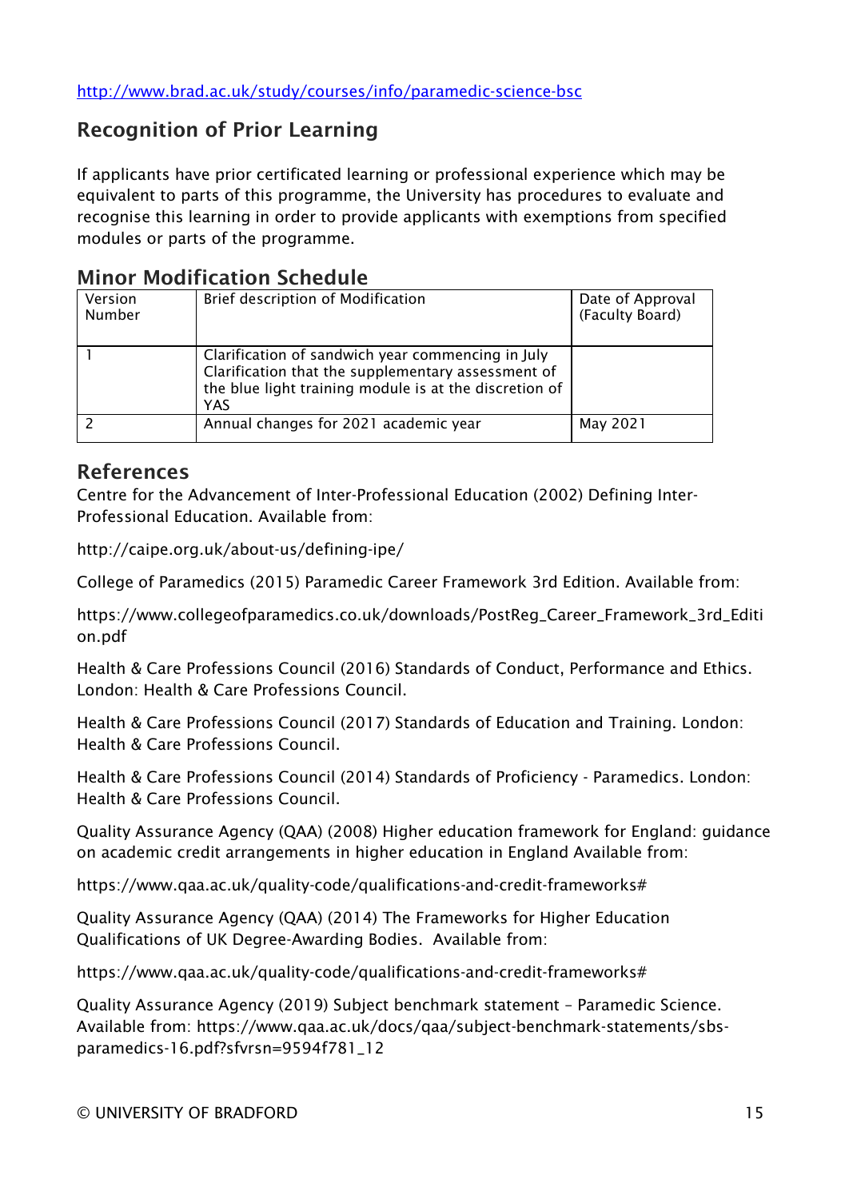http://www.brad.ac.uk/study/courses/info/paramedic-science-bsc

## Recognition of Prior Learning

If applicants have prior certificated learning or professional experience which may be equivalent to parts of this programme, the University has procedures to evaluate and recognise this learning in order to provide applicants with exemptions from specified modules or parts of the programme.

## Minor Modification Schedule

| Version Number | Brief description of Modification | Date of Approval (Faculty Board) |
|---|---|---|
| 1 | Clarification of sandwich year commencing in July<br>Clarification that the supplementary assessment of the blue light training module is at the discretion of YAS | |
| 2 | Annual changes for 2021 academic year | May 2021 |

## References

Centre for the Advancement of Inter-Professional Education (2002) Defining Inter-Professional Education. Available from:

http://caipe.org.uk/about-us/defining-ipe/

College of Paramedics (2015) Paramedic Career Framework 3rd Edition. Available from:

https://www.collegeofparamedics.co.uk/downloads/PostReg_Career_Framework_3rd_Edition.pdf

Health & Care Professions Council (2016) Standards of Conduct, Performance and Ethics. London: Health & Care Professions Council.

Health & Care Professions Council (2017) Standards of Education and Training. London: Health & Care Professions Council.

Health & Care Professions Council (2014) Standards of Proficiency - Paramedics. London: Health & Care Professions Council.

Quality Assurance Agency (QAA) (2008) Higher education framework for England: guidance on academic credit arrangements in higher education in England Available from:

https://www.qaa.ac.uk/quality-code/qualifications-and-credit-frameworks#

Quality Assurance Agency (QAA) (2014) The Frameworks for Higher Education Qualifications of UK Degree-Awarding Bodies. Available from:

https://www.qaa.ac.uk/quality-code/qualifications-and-credit-frameworks#

Quality Assurance Agency (2019) Subject benchmark statement – Paramedic Science. Available from: https://www.qaa.ac.uk/docs/qaa/subject-benchmark-statements/sbs-paramedics-16.pdf?sfvrsn=9594f781_12